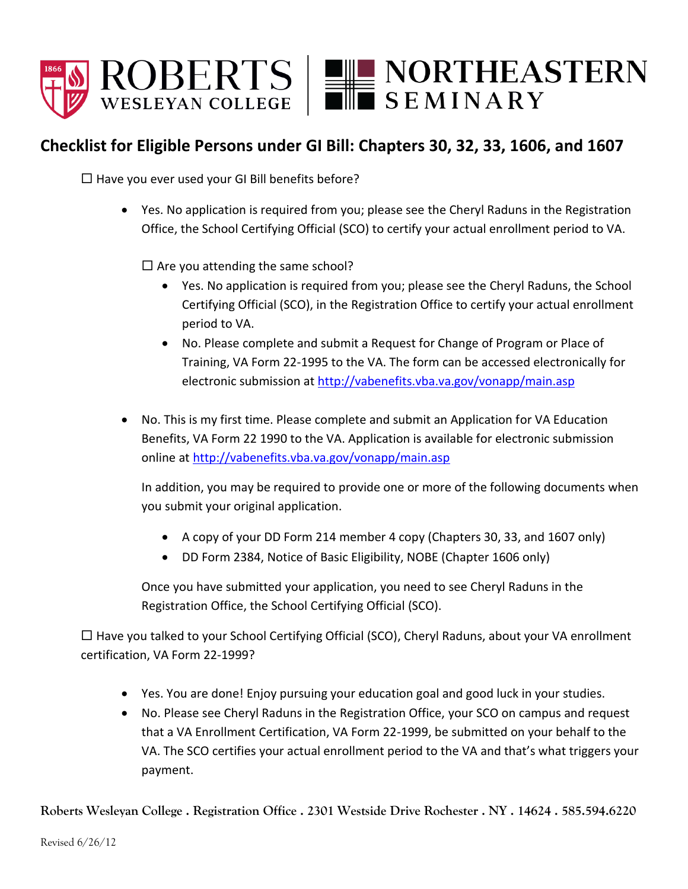ROBERTS WESLEYAN COLLEGE | NORTHEASTERN SEMINARY

## Checklist for Eligible Persons under GI Bill: Chapters 30, 32, 33, 1606, and 1607

☐ Have you ever used your GI Bill benefits before?

- Yes. No application is required from you; please see the Cheryl Raduns in the Registration Office, the School Certifying Official (SCO) to certify your actual enrollment period to VA.

  ☐ Are you attending the same school?

  - Yes. No application is required from you; please see the Cheryl Raduns, the School Certifying Official (SCO), in the Registration Office to certify your actual enrollment period to VA.
  - No. Please complete and submit a Request for Change of Program or Place of Training, VA Form 22-1995 to the VA. The form can be accessed electronically for electronic submission at http://vabenefits.vba.va.gov/vonapp/main.asp

- No. This is my first time. Please complete and submit an Application for VA Education Benefits, VA Form 22 1990 to the VA. Application is available for electronic submission online at http://vabenefits.vba.va.gov/vonapp/main.asp

  In addition, you may be required to provide one or more of the following documents when you submit your original application.

  - A copy of your DD Form 214 member 4 copy (Chapters 30, 33, and 1607 only)
  - DD Form 2384, Notice of Basic Eligibility, NOBE (Chapter 1606 only)

  Once you have submitted your application, you need to see Cheryl Raduns in the Registration Office, the School Certifying Official (SCO).

☐ Have you talked to your School Certifying Official (SCO), Cheryl Raduns, about your VA enrollment certification, VA Form 22-1999?

- Yes. You are done! Enjoy pursuing your education goal and good luck in your studies.
- No. Please see Cheryl Raduns in the Registration Office, your SCO on campus and request that a VA Enrollment Certification, VA Form 22-1999, be submitted on your behalf to the VA. The SCO certifies your actual enrollment period to the VA and that's what triggers your payment.

Roberts Wesleyan College . Registration Office . 2301 Westside Drive Rochester . NY . 14624 . 585.594.6220

Revised 6/26/12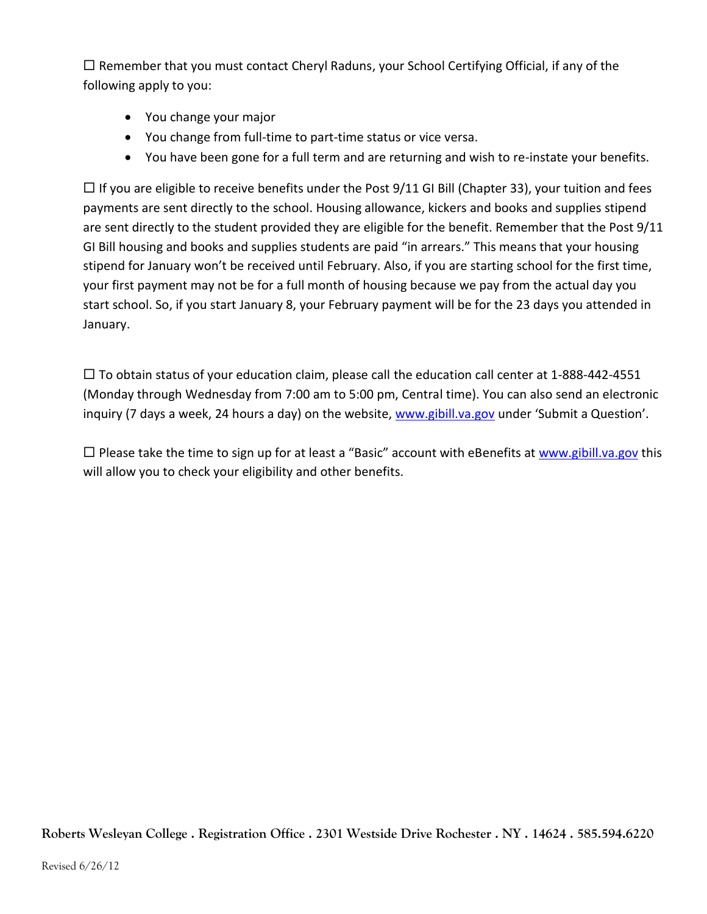☐ Remember that you must contact Cheryl Raduns, your School Certifying Official, if any of the following apply to you:

- You change your major
- You change from full-time to part-time status or vice versa.
- You have been gone for a full term and are returning and wish to re-instate your benefits.

☐ If you are eligible to receive benefits under the Post 9/11 GI Bill (Chapter 33), your tuition and fees payments are sent directly to the school. Housing allowance, kickers and books and supplies stipend are sent directly to the student provided they are eligible for the benefit. Remember that the Post 9/11 GI Bill housing and books and supplies students are paid "in arrears." This means that your housing stipend for January won't be received until February. Also, if you are starting school for the first time, your first payment may not be for a full month of housing because we pay from the actual day you start school. So, if you start January 8, your February payment will be for the 23 days you attended in January.

☐ To obtain status of your education claim, please call the education call center at 1-888-442-4551 (Monday through Wednesday from 7:00 am to 5:00 pm, Central time). You can also send an electronic inquiry (7 days a week, 24 hours a day) on the website, www.gibill.va.gov under 'Submit a Question'.

☐ Please take the time to sign up for at least a "Basic" account with eBenefits at www.gibill.va.gov this will allow you to check your eligibility and other benefits.

**Roberts Wesleyan College . Registration Office . 2301 Westside Drive Rochester . NY . 14624 . 585.594.6220**

Revised 6/26/12